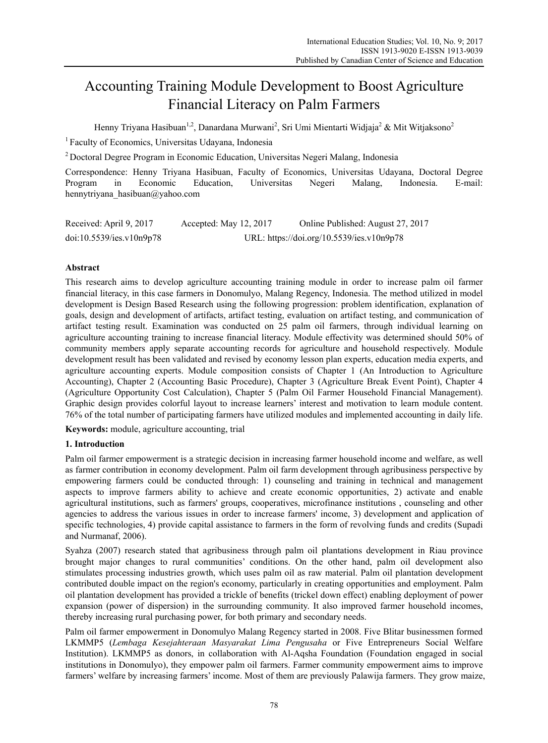# Accounting Training Module Development to Boost Agriculture Financial Literacy on Palm Farmers

Henny Triyana Hasibuan[1,2], Danardana Murwani[2], Sri Umi Mientarti Widjaja[2] & Mit Witjaksono[2]

[1] Faculty of Economics, Universitas Udayana, Indonesia

[2] Doctoral Degree Program in Economic Education, Universitas Negeri Malang, Indonesia

Correspondence: Henny Triyana Hasibuan, Faculty of Economics, Universitas Udayana, Doctoral Degree Program in Economic Education, Universitas Negeri Malang, Indonesia. E-mail: hennytriyana_hasibuan@yahoo.com

Received: April 9, 2017 Accepted: May 12, 2017 Online Published: August 27, 2017

doi:10.5539/ies.v10n9p78 URL: https://doi.org/10.5539/ies.v10n9p78

## Abstract

This research aims to develop agriculture accounting training module in order to increase palm oil farmer financial literacy, in this case farmers in Donomulyo, Malang Regency, Indonesia. The method utilized in model development is Design Based Research using the following progression: problem identification, explanation of goals, design and development of artifacts, artifact testing, evaluation on artifact testing, and communication of artifact testing result. Examination was conducted on 25 palm oil farmers, through individual learning on agriculture accounting training to increase financial literacy. Module effectivity was determined should 50% of community members apply separate accounting records for agriculture and household respectively. Module development result has been validated and revised by economy lesson plan experts, education media experts, and agriculture accounting experts. Module composition consists of Chapter 1 (An Introduction to Agriculture Accounting), Chapter 2 (Accounting Basic Procedure), Chapter 3 (Agriculture Break Event Point), Chapter 4 (Agriculture Opportunity Cost Calculation), Chapter 5 (Palm Oil Farmer Household Financial Management). Graphic design provides colorful layout to increase learners' interest and motivation to learn module content. 76% of the total number of participating farmers have utilized modules and implemented accounting in daily life.

**Keywords:** module, agriculture accounting, trial

## 1. Introduction

Palm oil farmer empowerment is a strategic decision in increasing farmer household income and welfare, as well as farmer contribution in economy development. Palm oil farm development through agribusiness perspective by empowering farmers could be conducted through: 1) counseling and training in technical and management aspects to improve farmers ability to achieve and create economic opportunities, 2) activate and enable agricultural institutions, such as farmers' groups, cooperatives, microfinance institutions , counseling and other agencies to address the various issues in order to increase farmers' income, 3) development and application of specific technologies, 4) provide capital assistance to farmers in the form of revolving funds and credits (Supadi and Nurmanaf, 2006).

Syahza (2007) research stated that agribusiness through palm oil plantations development in Riau province brought major changes to rural communities' conditions. On the other hand, palm oil development also stimulates processing industries growth, which uses palm oil as raw material. Palm oil plantation development contributed double impact on the region's economy, particularly in creating opportunities and employment. Palm oil plantation development has provided a trickle of benefits (tricked down effect) enabling deployment of power expansion (power of dispersion) in the surrounding community. It also improved farmer household incomes, thereby increasing rural purchasing power, for both primary and secondary needs.

Palm oil farmer empowerment in Donomulyo Malang Regency started in 2008. Five Blitar businessmen formed LKMMP5 (*Lembaga Kesejahteraan Masyarakat Lima Pengusaha* or Five Entrepreneurs Social Welfare Institution). LKMMP5 as donors, in collaboration with Al-Aqsha Foundation (Foundation engaged in social institutions in Donomulyo), they empower palm oil farmers. Farmer community empowerment aims to improve farmers' welfare by increasing farmers' income. Most of them are previously Palawija farmers. They grow maize,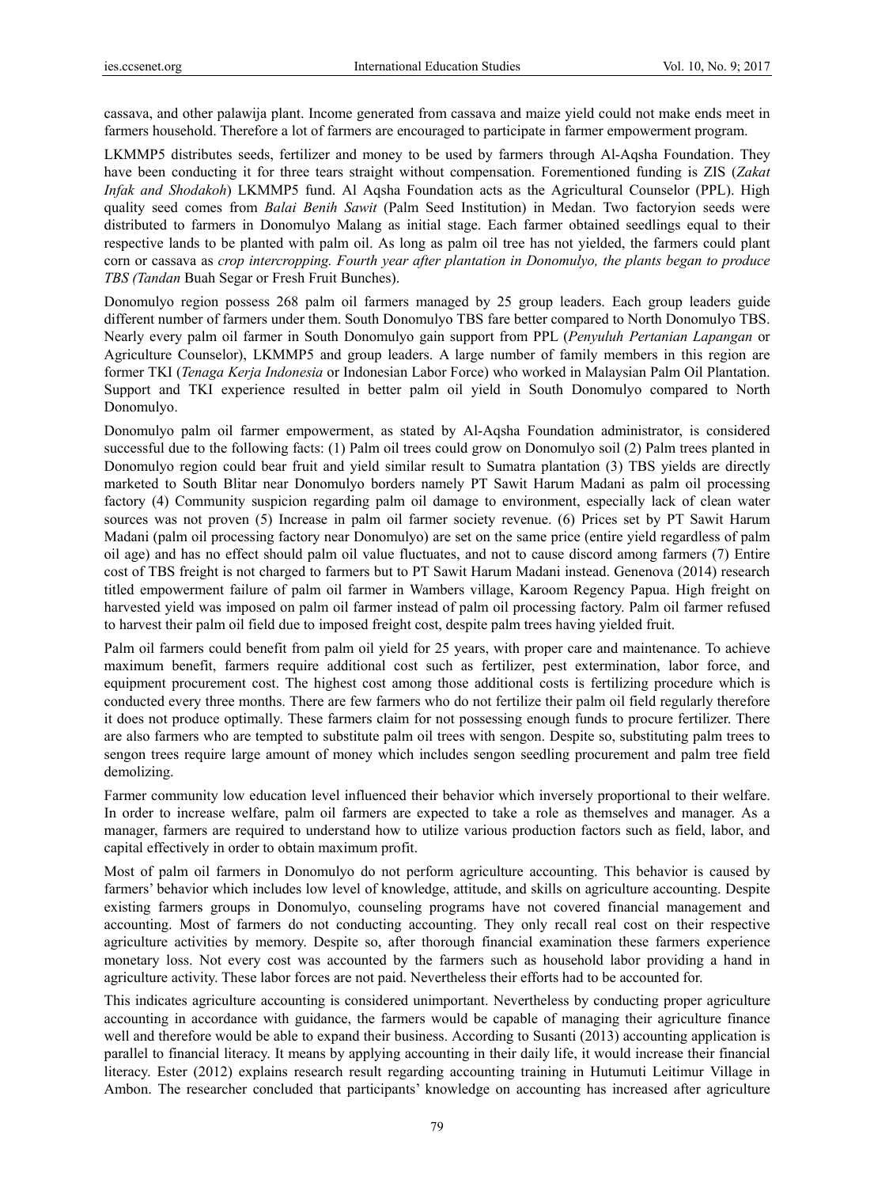cassava, and other palawija plant. Income generated from cassava and maize yield could not make ends meet in farmers household. Therefore a lot of farmers are encouraged to participate in farmer empowerment program.

LKMMP5 distributes seeds, fertilizer and money to be used by farmers through Al-Aqsha Foundation. They have been conducting it for three tears straight without compensation. Forementioned funding is ZIS (*Zakat Infak and Shodakoh*) LKMMP5 fund. Al Aqsha Foundation acts as the Agricultural Counselor (PPL). High quality seed comes from *Balai Benih Sawit* (Palm Seed Institution) in Medan. Two factoryion seeds were distributed to farmers in Donomulyo Malang as initial stage. Each farmer obtained seedlings equal to their respective lands to be planted with palm oil. As long as palm oil tree has not yielded, the farmers could plant corn or cassava as *crop intercropping. Fourth year after plantation in Donomulyo, the plants began to produce TBS (Tandan* Buah Segar or Fresh Fruit Bunches).

Donomulyo region possess 268 palm oil farmers managed by 25 group leaders. Each group leaders guide different number of farmers under them. South Donomulyo TBS fare better compared to North Donomulyo TBS. Nearly every palm oil farmer in South Donomulyo gain support from PPL (*Penyuluh Pertanian Lapangan* or Agriculture Counselor), LKMMP5 and group leaders. A large number of family members in this region are former TKI (*Tenaga Kerja Indonesia* or Indonesian Labor Force) who worked in Malaysian Palm Oil Plantation. Support and TKI experience resulted in better palm oil yield in South Donomulyo compared to North Donomulyo.

Donomulyo palm oil farmer empowerment, as stated by Al-Aqsha Foundation administrator, is considered successful due to the following facts: (1) Palm oil trees could grow on Donomulyo soil (2) Palm trees planted in Donomulyo region could bear fruit and yield similar result to Sumatra plantation (3) TBS yields are directly marketed to South Blitar near Donomulyo borders namely PT Sawit Harum Madani as palm oil processing factory (4) Community suspicion regarding palm oil damage to environment, especially lack of clean water sources was not proven (5) Increase in palm oil farmer society revenue. (6) Prices set by PT Sawit Harum Madani (palm oil processing factory near Donomulyo) are set on the same price (entire yield regardless of palm oil age) and has no effect should palm oil value fluctuates, and not to cause discord among farmers (7) Entire cost of TBS freight is not charged to farmers but to PT Sawit Harum Madani instead. Genenova (2014) research titled empowerment failure of palm oil farmer in Wambers village, Karoom Regency Papua. High freight on harvested yield was imposed on palm oil farmer instead of palm oil processing factory. Palm oil farmer refused to harvest their palm oil field due to imposed freight cost, despite palm trees having yielded fruit.

Palm oil farmers could benefit from palm oil yield for 25 years, with proper care and maintenance. To achieve maximum benefit, farmers require additional cost such as fertilizer, pest extermination, labor force, and equipment procurement cost. The highest cost among those additional costs is fertilizing procedure which is conducted every three months. There are few farmers who do not fertilize their palm oil field regularly therefore it does not produce optimally. These farmers claim for not possessing enough funds to procure fertilizer. There are also farmers who are tempted to substitute palm oil trees with sengon. Despite so, substituting palm trees to sengon trees require large amount of money which includes sengon seedling procurement and palm tree field demolizing.

Farmer community low education level influenced their behavior which inversely proportional to their welfare. In order to increase welfare, palm oil farmers are expected to take a role as themselves and manager. As a manager, farmers are required to understand how to utilize various production factors such as field, labor, and capital effectively in order to obtain maximum profit.

Most of palm oil farmers in Donomulyo do not perform agriculture accounting. This behavior is caused by farmers' behavior which includes low level of knowledge, attitude, and skills on agriculture accounting. Despite existing farmers groups in Donomulyo, counseling programs have not covered financial management and accounting. Most of farmers do not conducting accounting. They only recall real cost on their respective agriculture activities by memory. Despite so, after thorough financial examination these farmers experience monetary loss. Not every cost was accounted by the farmers such as household labor providing a hand in agriculture activity. These labor forces are not paid. Nevertheless their efforts had to be accounted for.

This indicates agriculture accounting is considered unimportant. Nevertheless by conducting proper agriculture accounting in accordance with guidance, the farmers would be capable of managing their agriculture finance well and therefore would be able to expand their business. According to Susanti (2013) accounting application is parallel to financial literacy. It means by applying accounting in their daily life, it would increase their financial literacy. Ester (2012) explains research result regarding accounting training in Hutumuti Leitimur Village in Ambon. The researcher concluded that participants' knowledge on accounting has increased after agriculture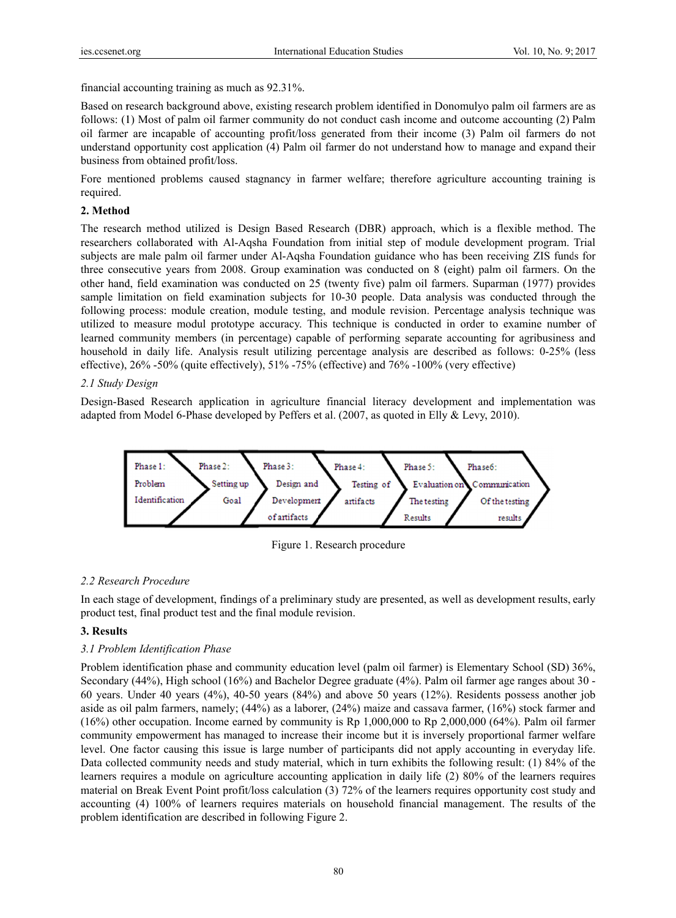financial accounting training as much as 92.31%.

Based on research background above, existing research problem identified in Donomulyo palm oil farmers are as follows: (1) Most of palm oil farmer community do not conduct cash income and outcome accounting (2) Palm oil farmer are incapable of accounting profit/loss generated from their income (3) Palm oil farmers do not understand opportunity cost application (4) Palm oil farmer do not understand how to manage and expand their business from obtained profit/loss.

Fore mentioned problems caused stagnancy in farmer welfare; therefore agriculture accounting training is required.

## 2. Method

The research method utilized is Design Based Research (DBR) approach, which is a flexible method. The researchers collaborated with Al-Aqsha Foundation from initial step of module development program. Trial subjects are male palm oil farmer under Al-Aqsha Foundation guidance who has been receiving ZIS funds for three consecutive years from 2008. Group examination was conducted on 8 (eight) palm oil farmers. On the other hand, field examination was conducted on 25 (twenty five) palm oil farmers. Suparman (1977) provides sample limitation on field examination subjects for 10-30 people. Data analysis was conducted through the following process: module creation, module testing, and module revision. Percentage analysis technique was utilized to measure modul prototype accuracy. This technique is conducted in order to examine number of learned community members (in percentage) capable of performing separate accounting for agribusiness and household in daily life. Analysis result utilizing percentage analysis are described as follows: 0-25% (less effective), 26% -50% (quite effectively), 51% -75% (effective) and 76% -100% (very effective)

### 2.1 Study Design

Design-Based Research application in agriculture financial literacy development and implementation was adapted from Model 6-Phase developed by Peffers et al. (2007, as quoted in Elly & Levy, 2010).

Phase 1: Problem Identification

Phase 2: Setting up Goal

Phase 3: Design and Development of artifacts

Phase 4: Testing of artifacts

Phase 5: Evaluation on The testing Results

Phase6: Communication Of the testing results

Figure 1. Research procedure

### 2.2 Research Procedure

In each stage of development, findings of a preliminary study are presented, as well as development results, early product test, final product test and the final module revision.

## 3. Results

### 3.1 Problem Identification Phase

Problem identification phase and community education level (palm oil farmer) is Elementary School (SD) 36%, Secondary (44%), High school (16%) and Bachelor Degree graduate (4%). Palm oil farmer age ranges about 30 - 60 years. Under 40 years (4%), 40-50 years (84%) and above 50 years (12%). Residents possess another job aside as oil palm farmers, namely; (44%) as a laborer, (24%) maize and cassava farmer, (16%) stock farmer and (16%) other occupation. Income earned by community is Rp 1,000,000 to Rp 2,000,000 (64%). Palm oil farmer community empowerment has managed to increase their income but it is inversely proportional farmer welfare level. One factor causing this issue is large number of participants did not apply accounting in everyday life. Data collected community needs and study material, which in turn exhibits the following result: (1) 84% of the learners requires a module on agriculture accounting application in daily life (2) 80% of the learners requires material on Break Event Point profit/loss calculation (3) 72% of the learners requires opportunity cost study and accounting (4) 100% of learners requires materials on household financial management. The results of the problem identification are described in following Figure 2.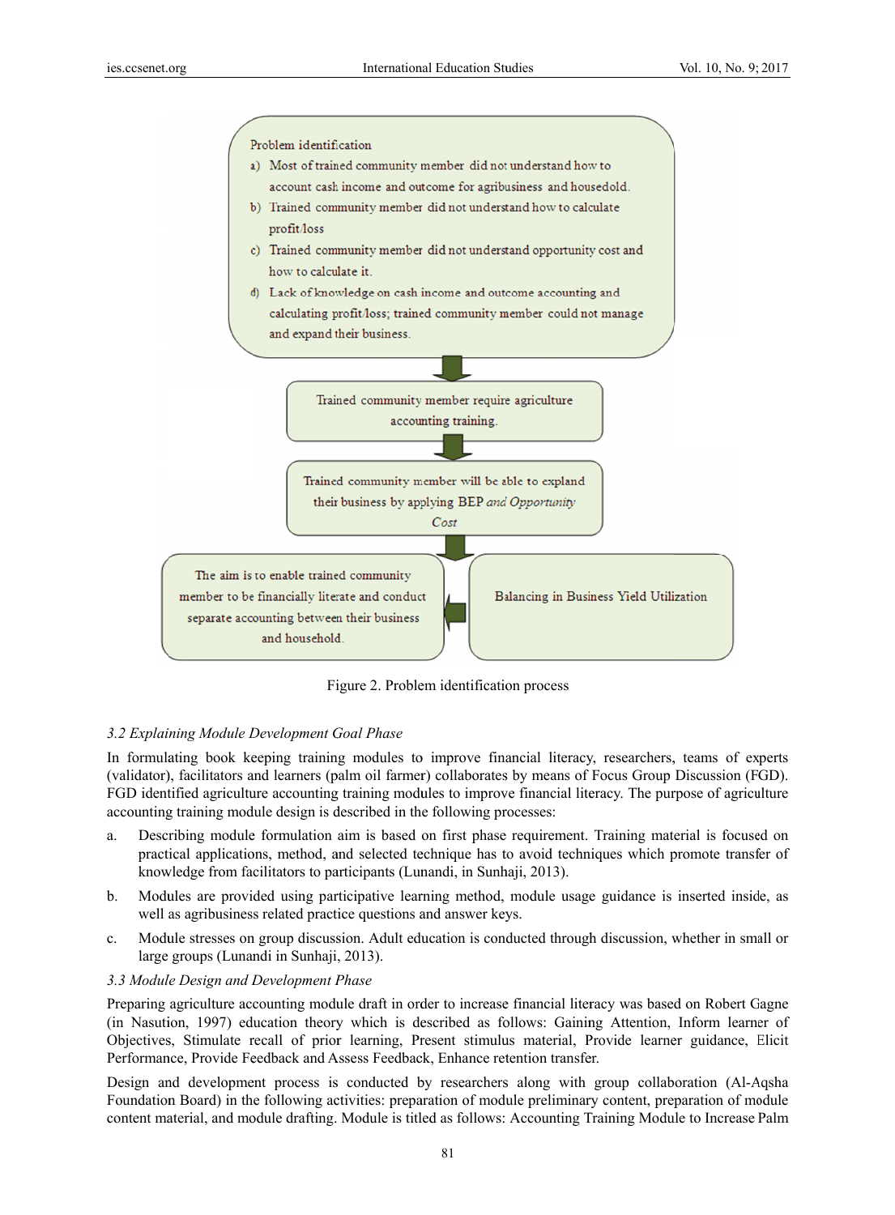Problem identification

a) Most of trained community member did not understand how to account cash income and outcome for agribusiness and housedold.

b) Trained community member did not understand how to calculate profit/loss

c) Trained community member did not understand opportunity cost and how to calculate it.

d) Lack of knowledge on cash income and outcome accounting and calculating profit/loss; trained community member could not manage and expand their business.

Trained community member require agriculture accounting training.

Trained community member will be able to expland their business by applying BEP *and Opportunity Cost*

The aim is to enable trained community member to be financially literate and conduct separate accounting between their business and household.

Balancing in Business Yield Utilization

Figure 2. Problem identification process

### *3.2 Explaining Module Development Goal Phase*

In formulating book keeping training modules to improve financial literacy, researchers, teams of experts (validator), facilitators and learners (palm oil farmer) collaborates by means of Focus Group Discussion (FGD). FGD identified agriculture accounting training modules to improve financial literacy. The purpose of agriculture accounting training module design is described in the following processes:

a. Describing module formulation aim is based on first phase requirement. Training material is focused on practical applications, method, and selected technique has to avoid techniques which promote transfer of knowledge from facilitators to participants (Lunandi, in Sunhaji, 2013).

b. Modules are provided using participative learning method, module usage guidance is inserted inside, as well as agribusiness related practice questions and answer keys.

c. Module stresses on group discussion. Adult education is conducted through discussion, whether in small or large groups (Lunandi in Sunhaji, 2013).

### *3.3 Module Design and Development Phase*

Preparing agriculture accounting module draft in order to increase financial literacy was based on Robert Gagne (in Nasution, 1997) education theory which is described as follows: Gaining Attention, Inform learner of Objectives, Stimulate recall of prior learning, Present stimulus material, Provide learner guidance, Elicit Performance, Provide Feedback and Assess Feedback, Enhance retention transfer.

Design and development process is conducted by researchers along with group collaboration (Al-Aqsha Foundation Board) in the following activities: preparation of module preliminary content, preparation of module content material, and module drafting. Module is titled as follows: Accounting Training Module to Increase Palm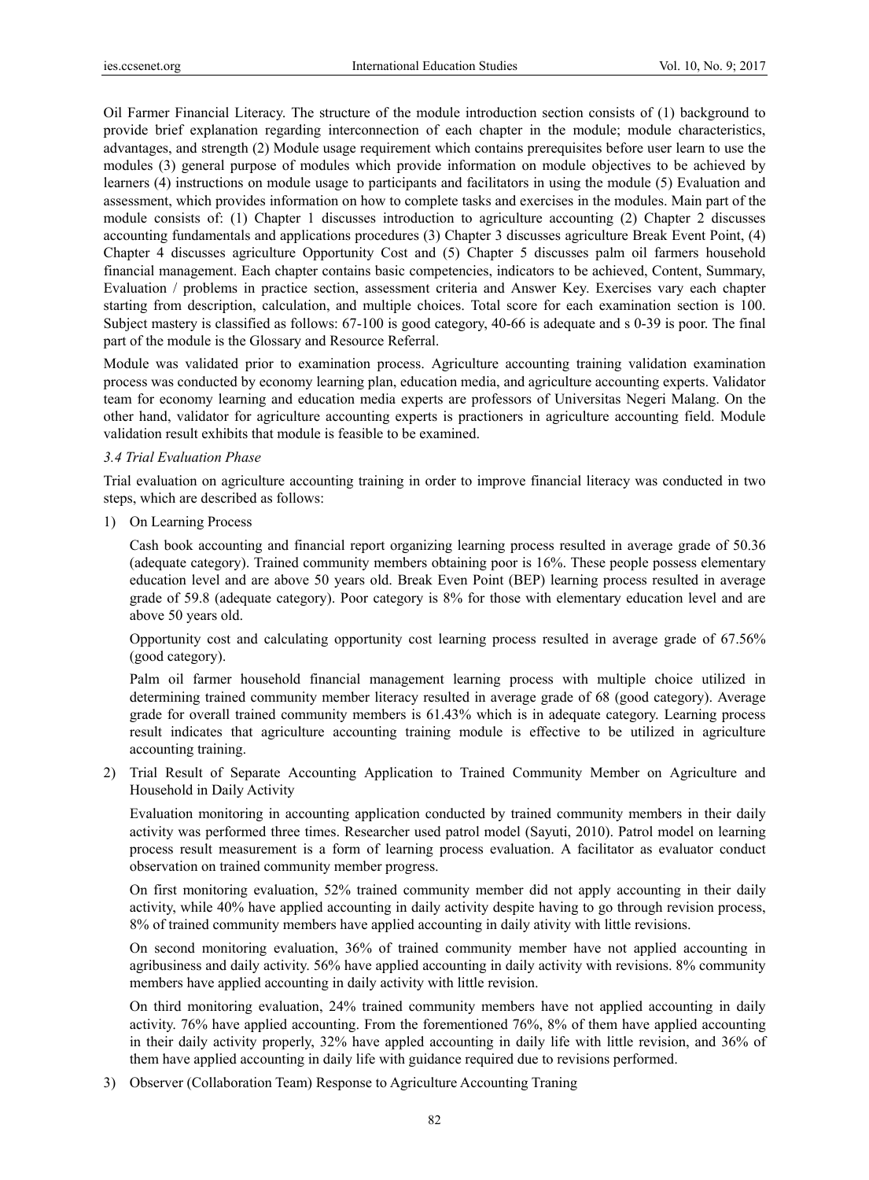Oil Farmer Financial Literacy. The structure of the module introduction section consists of (1) background to provide brief explanation regarding interconnection of each chapter in the module; module characteristics, advantages, and strength (2) Module usage requirement which contains prerequisites before user learn to use the modules (3) general purpose of modules which provide information on module objectives to be achieved by learners (4) instructions on module usage to participants and facilitators in using the module (5) Evaluation and assessment, which provides information on how to complete tasks and exercises in the modules. Main part of the module consists of: (1) Chapter 1 discusses introduction to agriculture accounting (2) Chapter 2 discusses accounting fundamentals and applications procedures (3) Chapter 3 discusses agriculture Break Event Point, (4) Chapter 4 discusses agriculture Opportunity Cost and (5) Chapter 5 discusses palm oil farmers household financial management. Each chapter contains basic competencies, indicators to be achieved, Content, Summary, Evaluation / problems in practice section, assessment criteria and Answer Key. Exercises vary each chapter starting from description, calculation, and multiple choices. Total score for each examination section is 100. Subject mastery is classified as follows: 67-100 is good category, 40-66 is adequate and s 0-39 is poor. The final part of the module is the Glossary and Resource Referral.

Module was validated prior to examination process. Agriculture accounting training validation examination process was conducted by economy learning plan, education media, and agriculture accounting experts. Validator team for economy learning and education media experts are professors of Universitas Negeri Malang. On the other hand, validator for agriculture accounting experts is practioners in agriculture accounting field. Module validation result exhibits that module is feasible to be examined.

### *3.4 Trial Evaluation Phase*

Trial evaluation on agriculture accounting training in order to improve financial literacy was conducted in two steps, which are described as follows:

1) On Learning Process

   Cash book accounting and financial report organizing learning process resulted in average grade of 50.36 (adequate category). Trained community members obtaining poor is 16%. These people possess elementary education level and are above 50 years old. Break Even Point (BEP) learning process resulted in average grade of 59.8 (adequate category). Poor category is 8% for those with elementary education level and are above 50 years old.

   Opportunity cost and calculating opportunity cost learning process resulted in average grade of 67.56% (good category).

   Palm oil farmer household financial management learning process with multiple choice utilized in determining trained community member literacy resulted in average grade of 68 (good category). Average grade for overall trained community members is 61.43% which is in adequate category. Learning process result indicates that agriculture accounting training module is effective to be utilized in agriculture accounting training.

2) Trial Result of Separate Accounting Application to Trained Community Member on Agriculture and Household in Daily Activity

   Evaluation monitoring in accounting application conducted by trained community members in their daily activity was performed three times. Researcher used patrol model (Sayuti, 2010). Patrol model on learning process result measurement is a form of learning process evaluation. A facilitator as evaluator conduct observation on trained community member progress.

   On first monitoring evaluation, 52% trained community member did not apply accounting in their daily activity, while 40% have applied accounting in daily activity despite having to go through revision process, 8% of trained community members have applied accounting in daily ativity with little revisions.

   On second monitoring evaluation, 36% of trained community member have not applied accounting in agribusiness and daily activity. 56% have applied accounting in daily activity with revisions. 8% community members have applied accounting in daily activity with little revision.

   On third monitoring evaluation, 24% trained community members have not applied accounting in daily activity. 76% have applied accounting. From the forementioned 76%, 8% of them have applied accounting in their daily activity properly, 32% have appled accounting in daily life with little revision, and 36% of them have applied accounting in daily life with guidance required due to revisions performed.

3) Observer (Collaboration Team) Response to Agriculture Accounting Traning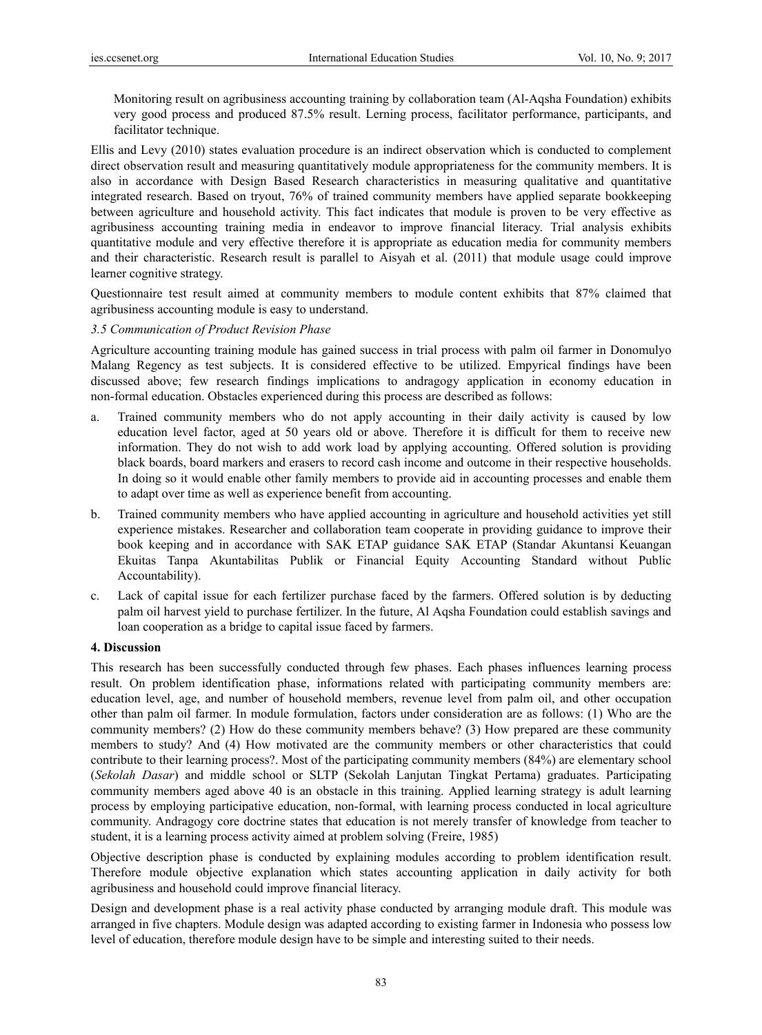Monitoring result on agribusiness accounting training by collaboration team (Al-Aqsha Foundation) exhibits very good process and produced 87.5% result. Lerning process, facilitator performance, participants, and facilitator technique.

Ellis and Levy (2010) states evaluation procedure is an indirect observation which is conducted to complement direct observation result and measuring quantitatively module appropriateness for the community members. It is also in accordance with Design Based Research characteristics in measuring qualitative and quantitative integrated research. Based on tryout, 76% of trained community members have applied separate bookkeeping between agriculture and household activity. This fact indicates that module is proven to be very effective as agribusiness accounting training media in endeavor to improve financial literacy. Trial analysis exhibits quantitative module and very effective therefore it is appropriate as education media for community members and their characteristic. Research result is parallel to Aisyah et al. (2011) that module usage could improve learner cognitive strategy.

Questionnaire test result aimed at community members to module content exhibits that 87% claimed that agribusiness accounting module is easy to understand.

### *3.5 Communication of Product Revision Phase*

Agriculture accounting training module has gained success in trial process with palm oil farmer in Donomulyo Malang Regency as test subjects. It is considered effective to be utilized. Empyrical findings have been discussed above; few research findings implications to andragogy application in economy education in non-formal education. Obstacles experienced during this process are described as follows:

a. Trained community members who do not apply accounting in their daily activity is caused by low education level factor, aged at 50 years old or above. Therefore it is difficult for them to receive new information. They do not wish to add work load by applying accounting. Offered solution is providing black boards, board markers and erasers to record cash income and outcome in their respective households. In doing so it would enable other family members to provide aid in accounting processes and enable them to adapt over time as well as experience benefit from accounting.

b. Trained community members who have applied accounting in agriculture and household activities yet still experience mistakes. Researcher and collaboration team cooperate in providing guidance to improve their book keeping and in accordance with SAK ETAP guidance SAK ETAP (Standar Akuntansi Keuangan Ekuitas Tanpa Akuntabilitas Publik or Financial Equity Accounting Standard without Public Accountability).

c. Lack of capital issue for each fertilizer purchase faced by the farmers. Offered solution is by deducting palm oil harvest yield to purchase fertilizer. In the future, Al Aqsha Foundation could establish savings and loan cooperation as a bridge to capital issue faced by farmers.

## 4. Discussion

This research has been successfully conducted through few phases. Each phases influences learning process result. On problem identification phase, informations related with participating community members are: education level, age, and number of household members, revenue level from palm oil, and other occupation other than palm oil farmer. In module formulation, factors under consideration are as follows: (1) Who are the community members? (2) How do these community members behave? (3) How prepared are these community members to study? And (4) How motivated are the community members or other characteristics that could contribute to their learning process?. Most of the participating community members (84%) are elementary school (*Sekolah Dasar*) and middle school or SLTP (Sekolah Lanjutan Tingkat Pertama) graduates. Participating community members aged above 40 is an obstacle in this training. Applied learning strategy is adult learning process by employing participative education, non-formal, with learning process conducted in local agriculture community. Andragogy core doctrine states that education is not merely transfer of knowledge from teacher to student, it is a learning process activity aimed at problem solving (Freire, 1985)

Objective description phase is conducted by explaining modules according to problem identification result. Therefore module objective explanation which states accounting application in daily activity for both agribusiness and household could improve financial literacy.

Design and development phase is a real activity phase conducted by arranging module draft. This module was arranged in five chapters. Module design was adapted according to existing farmer in Indonesia who possess low level of education, therefore module design have to be simple and interesting suited to their needs.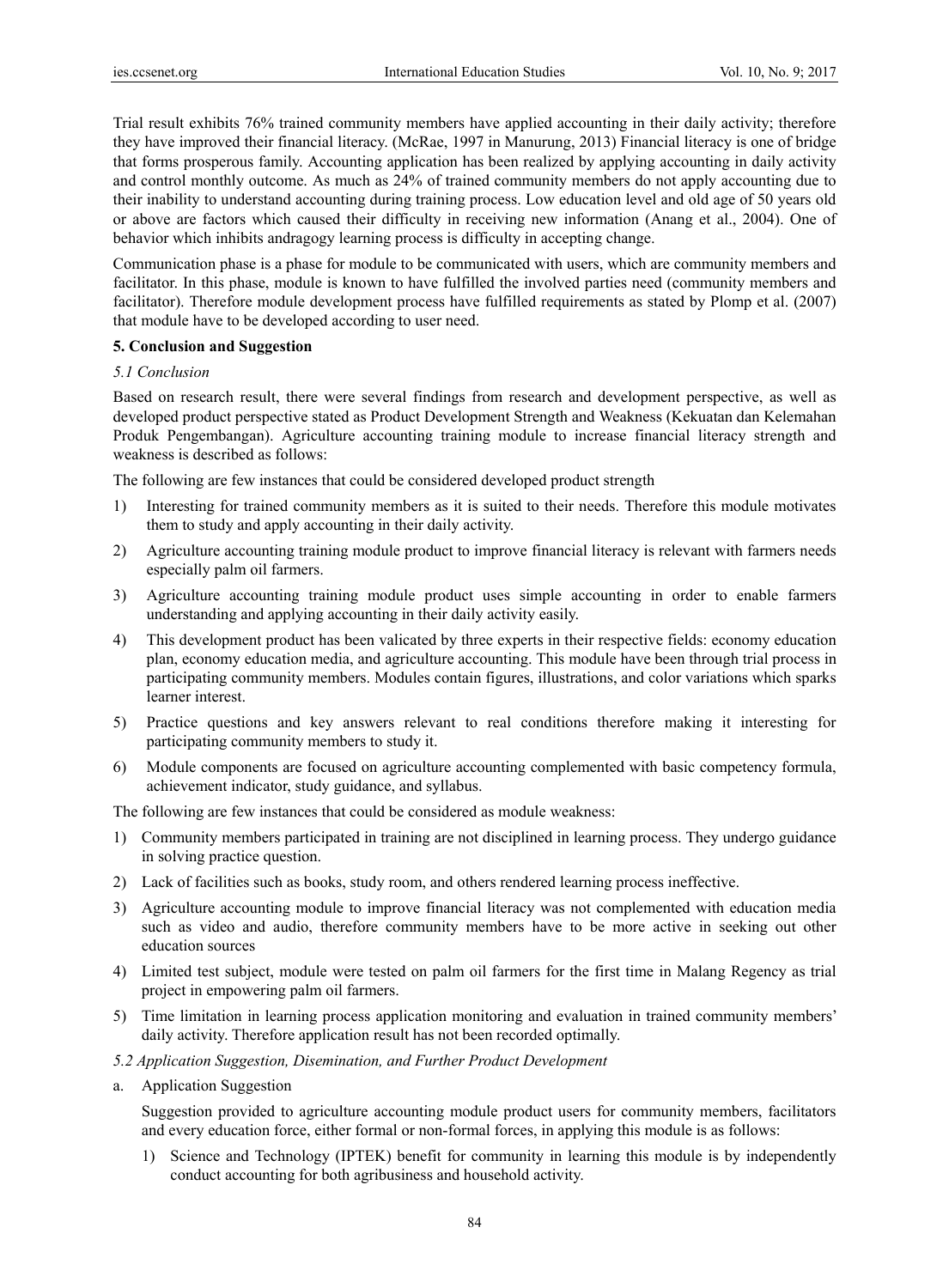Trial result exhibits 76% trained community members have applied accounting in their daily activity; therefore they have improved their financial literacy. (McRae, 1997 in Manurung, 2013) Financial literacy is one of bridge that forms prosperous family. Accounting application has been realized by applying accounting in daily activity and control monthly outcome. As much as 24% of trained community members do not apply accounting due to their inability to understand accounting during training process. Low education level and old age of 50 years old or above are factors which caused their difficulty in receiving new information (Anang et al., 2004). One of behavior which inhibits andragogy learning process is difficulty in accepting change.

Communication phase is a phase for module to be communicated with users, which are community members and facilitator. In this phase, module is known to have fulfilled the involved parties need (community members and facilitator). Therefore module development process have fulfilled requirements as stated by Plomp et al. (2007) that module have to be developed according to user need.

### 5. Conclusion and Suggestion

#### *5.1 Conclusion*

Based on research result, there were several findings from research and development perspective, as well as developed product perspective stated as Product Development Strength and Weakness (Kekuatan dan Kelemahan Produk Pengembangan). Agriculture accounting training module to increase financial literacy strength and weakness is described as follows:

The following are few instances that could be considered developed product strength

1) Interesting for trained community members as it is suited to their needs. Therefore this module motivates them to study and apply accounting in their daily activity.
2) Agriculture accounting training module product to improve financial literacy is relevant with farmers needs especially palm oil farmers.
3) Agriculture accounting training module product uses simple accounting in order to enable farmers understanding and applying accounting in their daily activity easily.
4) This development product has been valicated by three experts in their respective fields: economy education plan, economy education media, and agriculture accounting. This module have been through trial process in participating community members. Modules contain figures, illustrations, and color variations which sparks learner interest.
5) Practice questions and key answers relevant to real conditions therefore making it interesting for participating community members to study it.
6) Module components are focused on agriculture accounting complemented with basic competency formula, achievement indicator, study guidance, and syllabus.

The following are few instances that could be considered as module weakness:

1) Community members participated in training are not disciplined in learning process. They undergo guidance in solving practice question.
2) Lack of facilities such as books, study room, and others rendered learning process ineffective.
3) Agriculture accounting module to improve financial literacy was not complemented with education media such as video and audio, therefore community members have to be more active in seeking out other education sources
4) Limited test subject, module were tested on palm oil farmers for the first time in Malang Regency as trial project in empowering palm oil farmers.
5) Time limitation in learning process application monitoring and evaluation in trained community members' daily activity. Therefore application result has not been recorded optimally.

#### *5.2 Application Suggestion, Disemination, and Further Product Development*

a. Application Suggestion

Suggestion provided to agriculture accounting module product users for community members, facilitators and every education force, either formal or non-formal forces, in applying this module is as follows:

1) Science and Technology (IPTEK) benefit for community in learning this module is by independently conduct accounting for both agribusiness and household activity.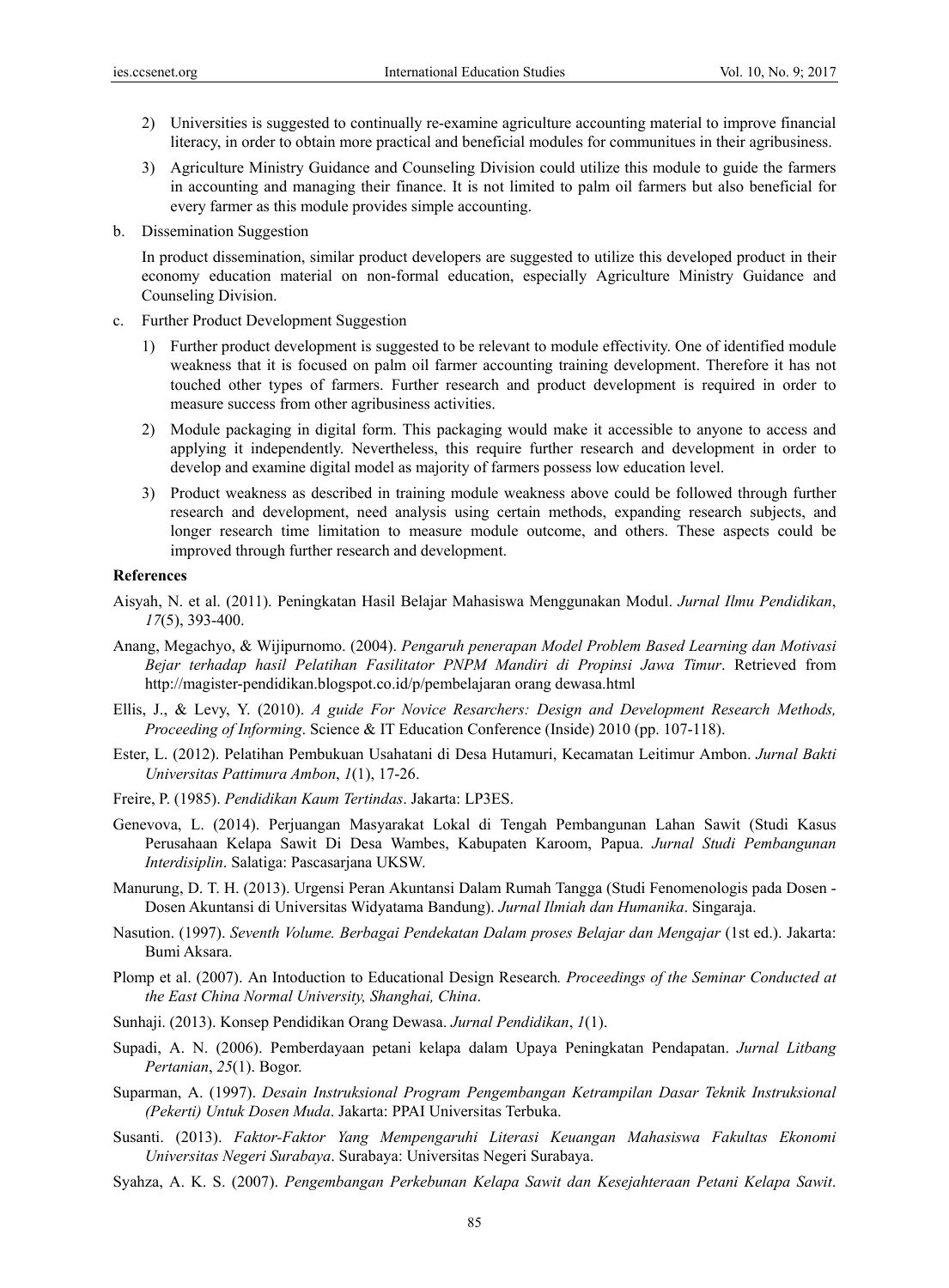2) Universities is suggested to continually re-examine agriculture accounting material to improve financial literacy, in order to obtain more practical and beneficial modules for communitues in their agribusiness.

3) Agriculture Ministry Guidance and Counseling Division could utilize this module to guide the farmers in accounting and managing their finance. It is not limited to palm oil farmers but also beneficial for every farmer as this module provides simple accounting.

b. Dissemination Suggestion

In product dissemination, similar product developers are suggested to utilize this developed product in their economy education material on non-formal education, especially Agriculture Ministry Guidance and Counseling Division.

c. Further Product Development Suggestion

1) Further product development is suggested to be relevant to module effectivity. One of identified module weakness that it is focused on palm oil farmer accounting training development. Therefore it has not touched other types of farmers. Further research and product development is required in order to measure success from other agribusiness activities.

2) Module packaging in digital form. This packaging would make it accessible to anyone to access and applying it independently. Nevertheless, this require further research and development in order to develop and examine digital model as majority of farmers possess low education level.

3) Product weakness as described in training module weakness above could be followed through further research and development, need analysis using certain methods, expanding research subjects, and longer research time limitation to measure module outcome, and others. These aspects could be improved through further research and development.

**References**

Aisyah, N. et al. (2011). Peningkatan Hasil Belajar Mahasiswa Menggunakan Modul. *Jurnal Ilmu Pendidikan*, *17*(5), 393-400.

Anang, Megachyo, & Wijipurnomo. (2004). *Pengaruh penerapan Model Problem Based Learning dan Motivasi Bejar terhadap hasil Pelatihan Fasilitator PNPM Mandiri di Propinsi Jawa Timur*. Retrieved from http://magister-pendidikan.blogspot.co.id/p/pembelajaran orang dewasa.html

Ellis, J., & Levy, Y. (2010). *A guide For Novice Resarchers: Design and Development Research Methods, Proceeding of Informing*. Science & IT Education Conference (Inside) 2010 (pp. 107-118).

Ester, L. (2012). Pelatihan Pembukuan Usahatani di Desa Hutamuri, Kecamatan Leitimur Ambon. *Jurnal Bakti Universitas Pattimura Ambon*, *1*(1), 17-26.

Freire, P. (1985). *Pendidikan Kaum Tertindas*. Jakarta: LP3ES.

Genevova, L. (2014). Perjuangan Masyarakat Lokal di Tengah Pembangunan Lahan Sawit (Studi Kasus Perusahaan Kelapa Sawit Di Desa Wambes, Kabupaten Karoom, Papua. *Jurnal Studi Pembangunan Interdisiplin*. Salatiga: Pascasarjana UKSW.

Manurung, D. T. H. (2013). Urgensi Peran Akuntansi Dalam Rumah Tangga (Studi Fenomenologis pada Dosen - Dosen Akuntansi di Universitas Widyatama Bandung). *Jurnal Ilmiah dan Humanika*. Singaraja.

Nasution. (1997). *Seventh Volume. Berbagai Pendekatan Dalam proses Belajar dan Mengajar* (1st ed.). Jakarta: Bumi Aksara.

Plomp et al. (2007). An Intoduction to Educational Design Research*. Proceedings of the Seminar Conducted at the East China Normal University, Shanghai, China*.

Sunhaji. (2013). Konsep Pendidikan Orang Dewasa. *Jurnal Pendidikan*, *1*(1).

Supadi, A. N. (2006). Pemberdayaan petani kelapa dalam Upaya Peningkatan Pendapatan. *Jurnal Litbang Pertanian*, *25*(1). Bogor.

Suparman, A. (1997). *Desain Instruksional Program Pengembangan Ketrampilan Dasar Teknik Instruksional (Pekerti) Untuk Dosen Muda*. Jakarta: PPAI Universitas Terbuka.

Susanti. (2013). *Faktor-Faktor Yang Mempengaruhi Literasi Keuangan Mahasiswa Fakultas Ekonomi Universitas Negeri Surabaya*. Surabaya: Universitas Negeri Surabaya.

Syahza, A. K. S. (2007). *Pengembangan Perkebunan Kelapa Sawit dan Kesejahteraan Petani Kelapa Sawit*.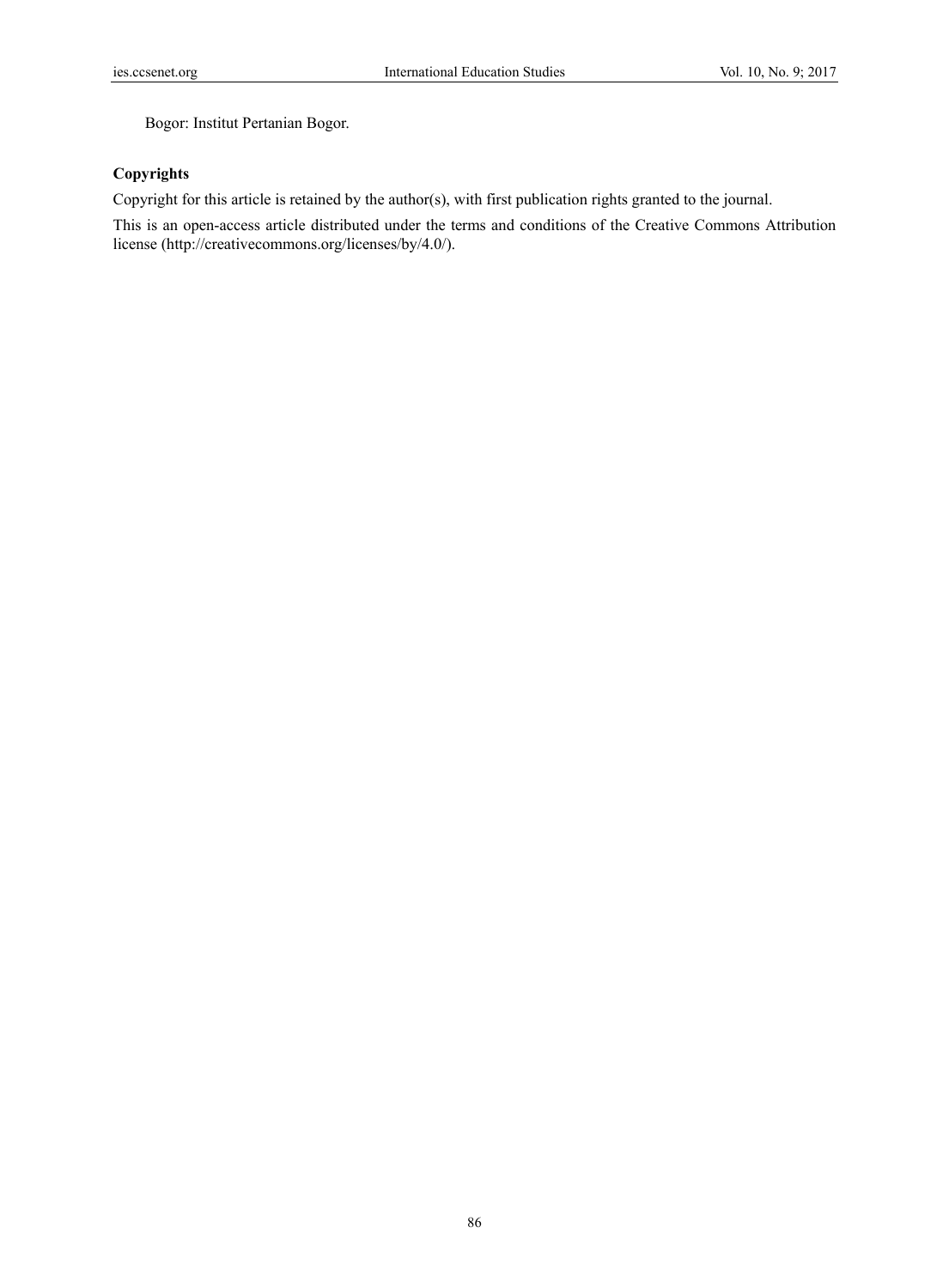Bogor: Institut Pertanian Bogor.

### Copyrights

Copyright for this article is retained by the author(s), with first publication rights granted to the journal.

This is an open-access article distributed under the terms and conditions of the Creative Commons Attribution license (http://creativecommons.org/licenses/by/4.0/).